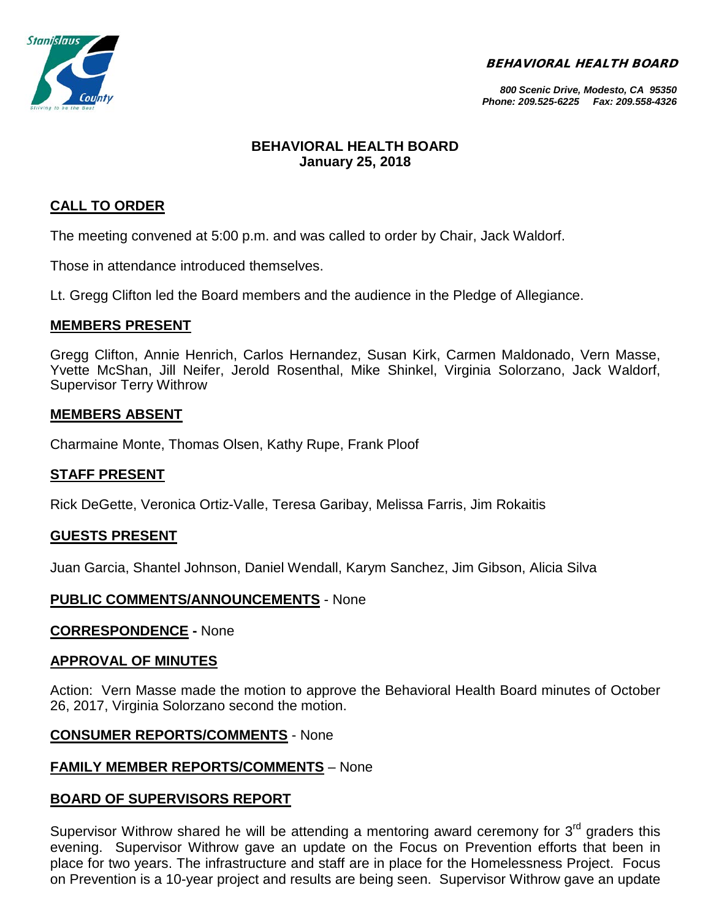**BEHAVIORAL HEALTH BOARD**

*800 Scenic Drive, Modesto, CA 95350*
*Phone: 209.525-6225 Fax: 209.558-4326*

# BEHAVIORAL HEALTH BOARD
## January 25, 2018

### CALL TO ORDER

The meeting convened at 5:00 p.m. and was called to order by Chair, Jack Waldorf.

Those in attendance introduced themselves.

Lt. Gregg Clifton led the Board members and the audience in the Pledge of Allegiance.

### MEMBERS PRESENT

Gregg Clifton, Annie Henrich, Carlos Hernandez, Susan Kirk, Carmen Maldonado, Vern Masse, Yvette McShan, Jill Neifer, Jerold Rosenthal, Mike Shinkel, Virginia Solorzano, Jack Waldorf, Supervisor Terry Withrow

### MEMBERS ABSENT

Charmaine Monte, Thomas Olsen, Kathy Rupe, Frank Ploof

### STAFF PRESENT

Rick DeGette, Veronica Ortiz-Valle, Teresa Garibay, Melissa Farris, Jim Rokaitis

### GUESTS PRESENT

Juan Garcia, Shantel Johnson, Daniel Wendall, Karym Sanchez, Jim Gibson, Alicia Silva

**PUBLIC COMMENTS/ANNOUNCEMENTS** - None

**CORRESPONDENCE -** None

### APPROVAL OF MINUTES

Action: Vern Masse made the motion to approve the Behavioral Health Board minutes of October 26, 2017, Virginia Solorzano second the motion.

**CONSUMER REPORTS/COMMENTS** - None

**FAMILY MEMBER REPORTS/COMMENTS** – None

### BOARD OF SUPERVISORS REPORT

Supervisor Withrow shared he will be attending a mentoring award ceremony for 3rd graders this evening. Supervisor Withrow gave an update on the Focus on Prevention efforts that been in place for two years. The infrastructure and staff are in place for the Homelessness Project. Focus on Prevention is a 10-year project and results are being seen. Supervisor Withrow gave an update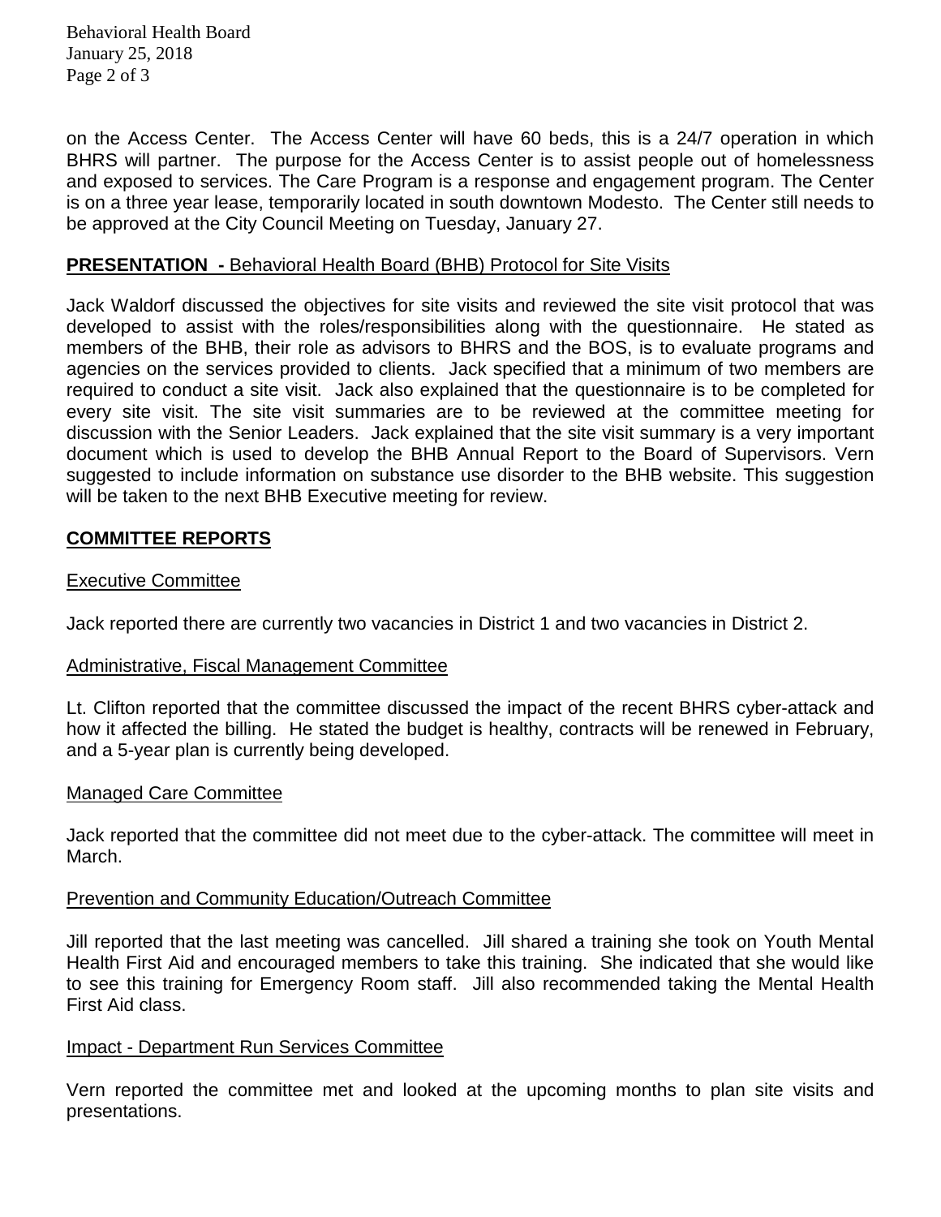on the Access Center. The Access Center will have 60 beds, this is a 24/7 operation in which BHRS will partner. The purpose for the Access Center is to assist people out of homelessness and exposed to services. The Care Program is a response and engagement program. The Center is on a three year lease, temporarily located in south downtown Modesto. The Center still needs to be approved at the City Council Meeting on Tuesday, January 27.

**PRESENTATION -** Behavioral Health Board (BHB) Protocol for Site Visits

Jack Waldorf discussed the objectives for site visits and reviewed the site visit protocol that was developed to assist with the roles/responsibilities along with the questionnaire. He stated as members of the BHB, their role as advisors to BHRS and the BOS, is to evaluate programs and agencies on the services provided to clients. Jack specified that a minimum of two members are required to conduct a site visit. Jack also explained that the questionnaire is to be completed for every site visit. The site visit summaries are to be reviewed at the committee meeting for discussion with the Senior Leaders. Jack explained that the site visit summary is a very important document which is used to develop the BHB Annual Report to the Board of Supervisors. Vern suggested to include information on substance use disorder to the BHB website. This suggestion will be taken to the next BHB Executive meeting for review.

## COMMITTEE REPORTS

### Executive Committee

Jack reported there are currently two vacancies in District 1 and two vacancies in District 2.

### Administrative, Fiscal Management Committee

Lt. Clifton reported that the committee discussed the impact of the recent BHRS cyber-attack and how it affected the billing. He stated the budget is healthy, contracts will be renewed in February, and a 5-year plan is currently being developed.

### Managed Care Committee

Jack reported that the committee did not meet due to the cyber-attack. The committee will meet in March.

### Prevention and Community Education/Outreach Committee

Jill reported that the last meeting was cancelled. Jill shared a training she took on Youth Mental Health First Aid and encouraged members to take this training. She indicated that she would like to see this training for Emergency Room staff. Jill also recommended taking the Mental Health First Aid class.

### Impact - Department Run Services Committee

Vern reported the committee met and looked at the upcoming months to plan site visits and presentations.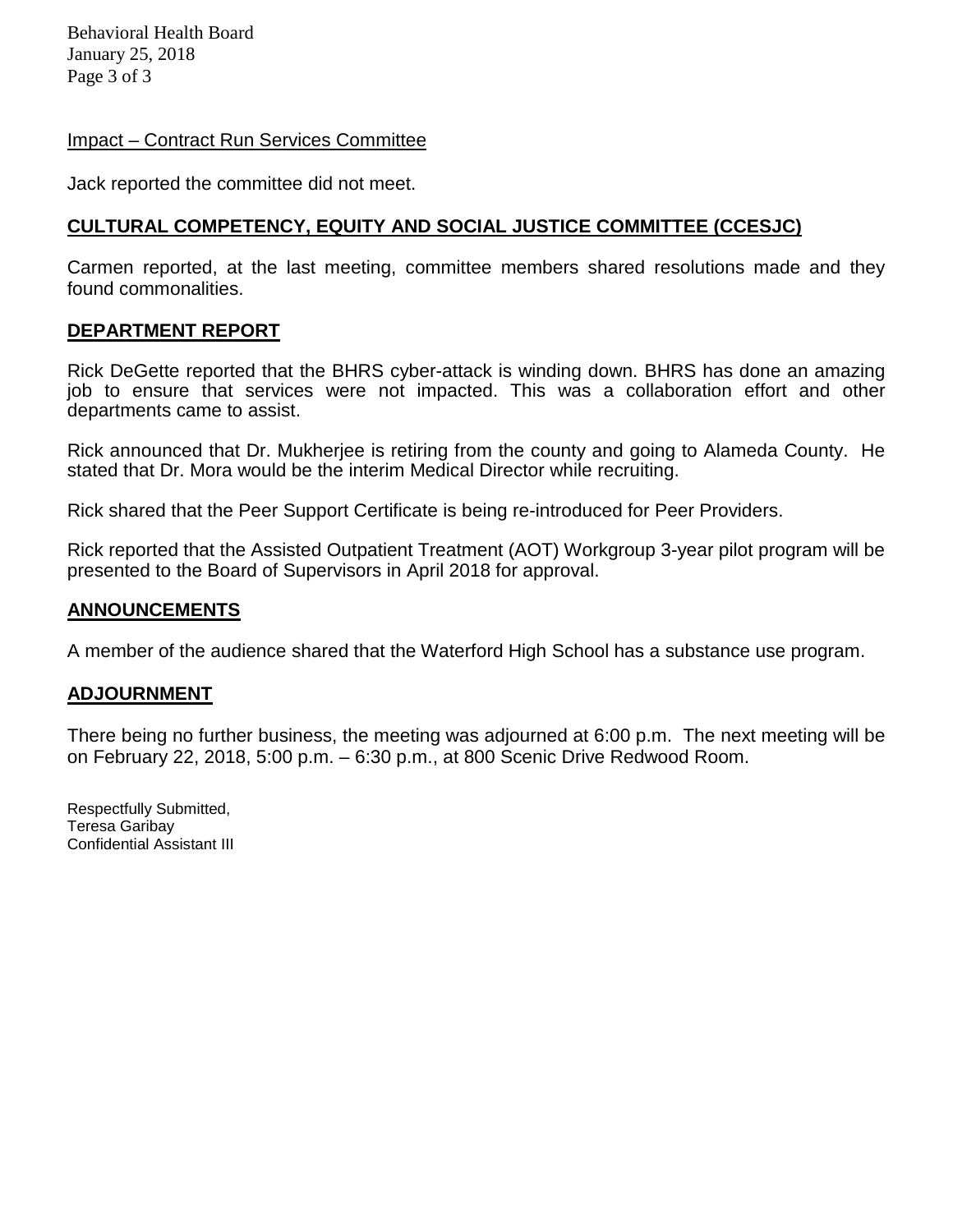Impact – Contract Run Services Committee

Jack reported the committee did not meet.

## CULTURAL COMPETENCY, EQUITY AND SOCIAL JUSTICE COMMITTEE (CCESJC)

Carmen reported, at the last meeting, committee members shared resolutions made and they found commonalities.

## DEPARTMENT REPORT

Rick DeGette reported that the BHRS cyber-attack is winding down. BHRS has done an amazing job to ensure that services were not impacted. This was a collaboration effort and other departments came to assist.

Rick announced that Dr. Mukherjee is retiring from the county and going to Alameda County. He stated that Dr. Mora would be the interim Medical Director while recruiting.

Rick shared that the Peer Support Certificate is being re-introduced for Peer Providers.

Rick reported that the Assisted Outpatient Treatment (AOT) Workgroup 3-year pilot program will be presented to the Board of Supervisors in April 2018 for approval.

## ANNOUNCEMENTS

A member of the audience shared that the Waterford High School has a substance use program.

## ADJOURNMENT

There being no further business, the meeting was adjourned at 6:00 p.m. The next meeting will be on February 22, 2018, 5:00 p.m. – 6:30 p.m., at 800 Scenic Drive Redwood Room.

Respectfully Submitted,
Teresa Garibay
Confidential Assistant III